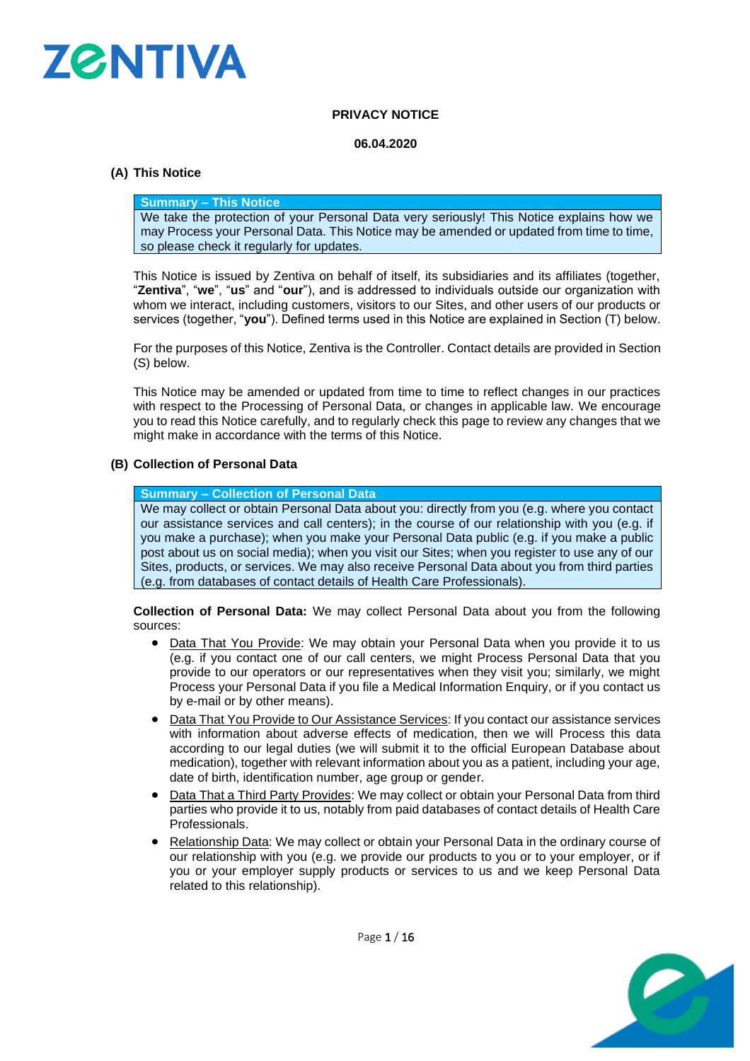# PRIVACY NOTICE

**06.04.2020**

## (A) This Notice

| **Summary – This Notice** |
|---|
| We take the protection of your Personal Data very seriously! This Notice explains how we may Process your Personal Data. This Notice may be amended or updated from time to time, so please check it regularly for updates. |

This Notice is issued by Zentiva on behalf of itself, its subsidiaries and its affiliates (together, "**Zentiva**", "**we**", "**us**" and "**our**"), and is addressed to individuals outside our organization with whom we interact, including customers, visitors to our Sites, and other users of our products or services (together, "**you**"). Defined terms used in this Notice are explained in Section (T) below.

For the purposes of this Notice, Zentiva is the Controller. Contact details are provided in Section (S) below.

This Notice may be amended or updated from time to time to reflect changes in our practices with respect to the Processing of Personal Data, or changes in applicable law. We encourage you to read this Notice carefully, and to regularly check this page to review any changes that we might make in accordance with the terms of this Notice.

## (B) Collection of Personal Data

| **Summary – Collection of Personal Data** |
|---|
| We may collect or obtain Personal Data about you: directly from you (e.g. where you contact our assistance services and call centers); in the course of our relationship with you (e.g. if you make a purchase); when you make your Personal Data public (e.g. if you make a public post about us on social media); when you visit our Sites; when you register to use any of our Sites, products, or services. We may also receive Personal Data about you from third parties (e.g. from databases of contact details of Health Care Professionals). |

**Collection of Personal Data:** We may collect Personal Data about you from the following sources:

- <u>Data That You Provide</u>: We may obtain your Personal Data when you provide it to us (e.g. if you contact one of our call centers, we might Process Personal Data that you provide to our operators or our representatives when they visit you; similarly, we might Process your Personal Data if you file a Medical Information Enquiry, or if you contact us by e-mail or by other means).
- <u>Data That You Provide to Our Assistance Services</u>: If you contact our assistance services with information about adverse effects of medication, then we will Process this data according to our legal duties (we will submit it to the official European Database about medication), together with relevant information about you as a patient, including your age, date of birth, identification number, age group or gender.
- <u>Data That a Third Party Provides</u>: We may collect or obtain your Personal Data from third parties who provide it to us, notably from paid databases of contact details of Health Care Professionals.
- <u>Relationship Data</u>: We may collect or obtain your Personal Data in the ordinary course of our relationship with you (e.g. we provide our products to you or to your employer, or if you or your employer supply products or services to us and we keep Personal Data related to this relationship).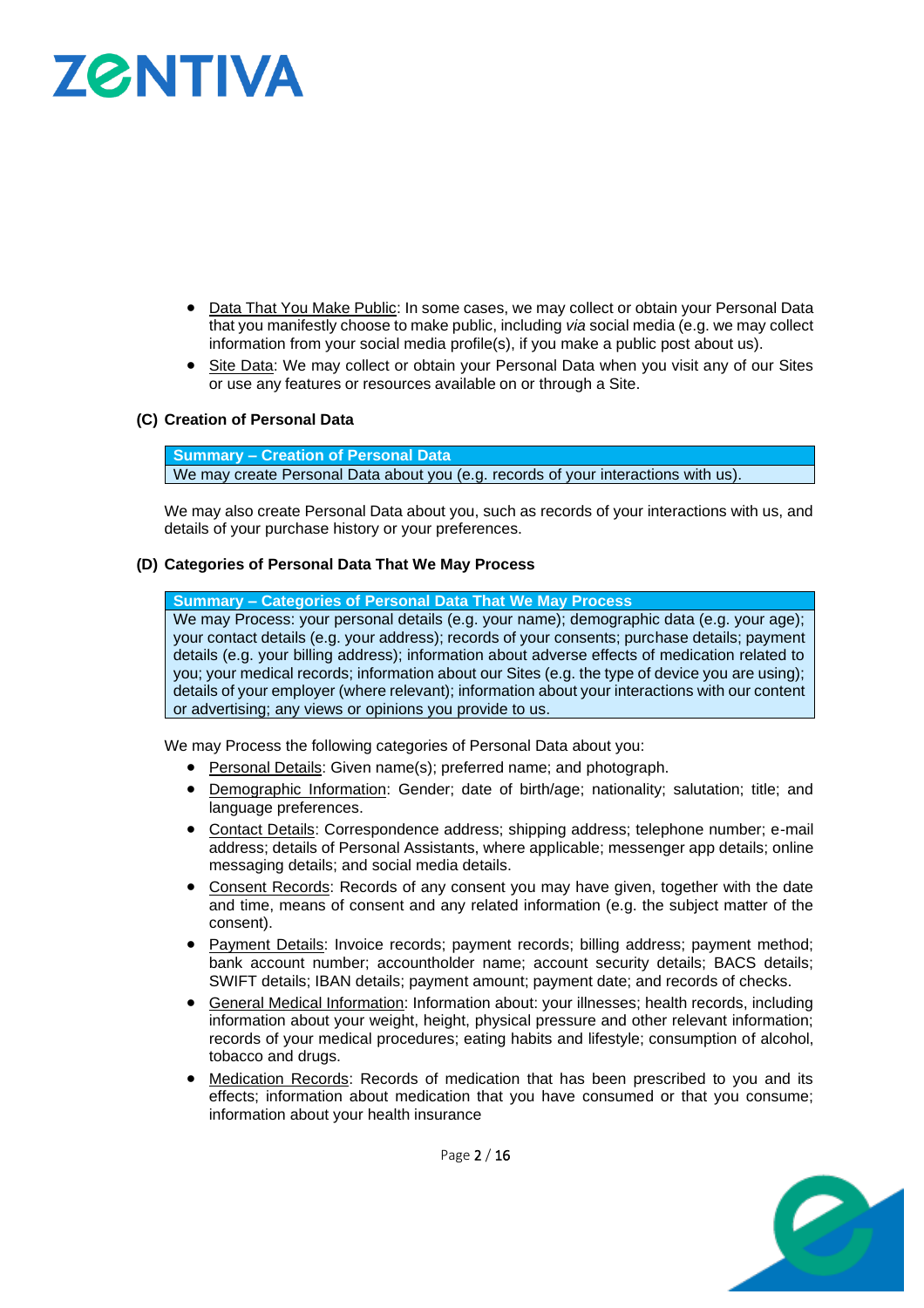- Data That You Make Public: In some cases, we may collect or obtain your Personal Data that you manifestly choose to make public, including *via* social media (e.g. we may collect information from your social media profile(s), if you make a public post about us).
- Site Data: We may collect or obtain your Personal Data when you visit any of our Sites or use any features or resources available on or through a Site.

### (C) Creation of Personal Data

| Summary – Creation of Personal Data |
| --- |
| We may create Personal Data about you (e.g. records of your interactions with us). |

We may also create Personal Data about you, such as records of your interactions with us, and details of your purchase history or your preferences.

### (D) Categories of Personal Data That We May Process

| Summary – Categories of Personal Data That We May Process |
| --- |
| We may Process: your personal details (e.g. your name); demographic data (e.g. your age); your contact details (e.g. your address); records of your consents; purchase details; payment details (e.g. your billing address); information about adverse effects of medication related to you; your medical records; information about our Sites (e.g. the type of device you are using); details of your employer (where relevant); information about your interactions with our content or advertising; any views or opinions you provide to us. |

We may Process the following categories of Personal Data about you:

- Personal Details: Given name(s); preferred name; and photograph.
- Demographic Information: Gender; date of birth/age; nationality; salutation; title; and language preferences.
- Contact Details: Correspondence address; shipping address; telephone number; e-mail address; details of Personal Assistants, where applicable; messenger app details; online messaging details; and social media details.
- Consent Records: Records of any consent you may have given, together with the date and time, means of consent and any related information (e.g. the subject matter of the consent).
- Payment Details: Invoice records; payment records; billing address; payment method; bank account number; accountholder name; account security details; BACS details; SWIFT details; IBAN details; payment amount; payment date; and records of checks.
- General Medical Information: Information about: your illnesses; health records, including information about your weight, height, physical pressure and other relevant information; records of your medical procedures; eating habits and lifestyle; consumption of alcohol, tobacco and drugs.
- Medication Records: Records of medication that has been prescribed to you and its effects; information about medication that you have consumed or that you consume; information about your health insurance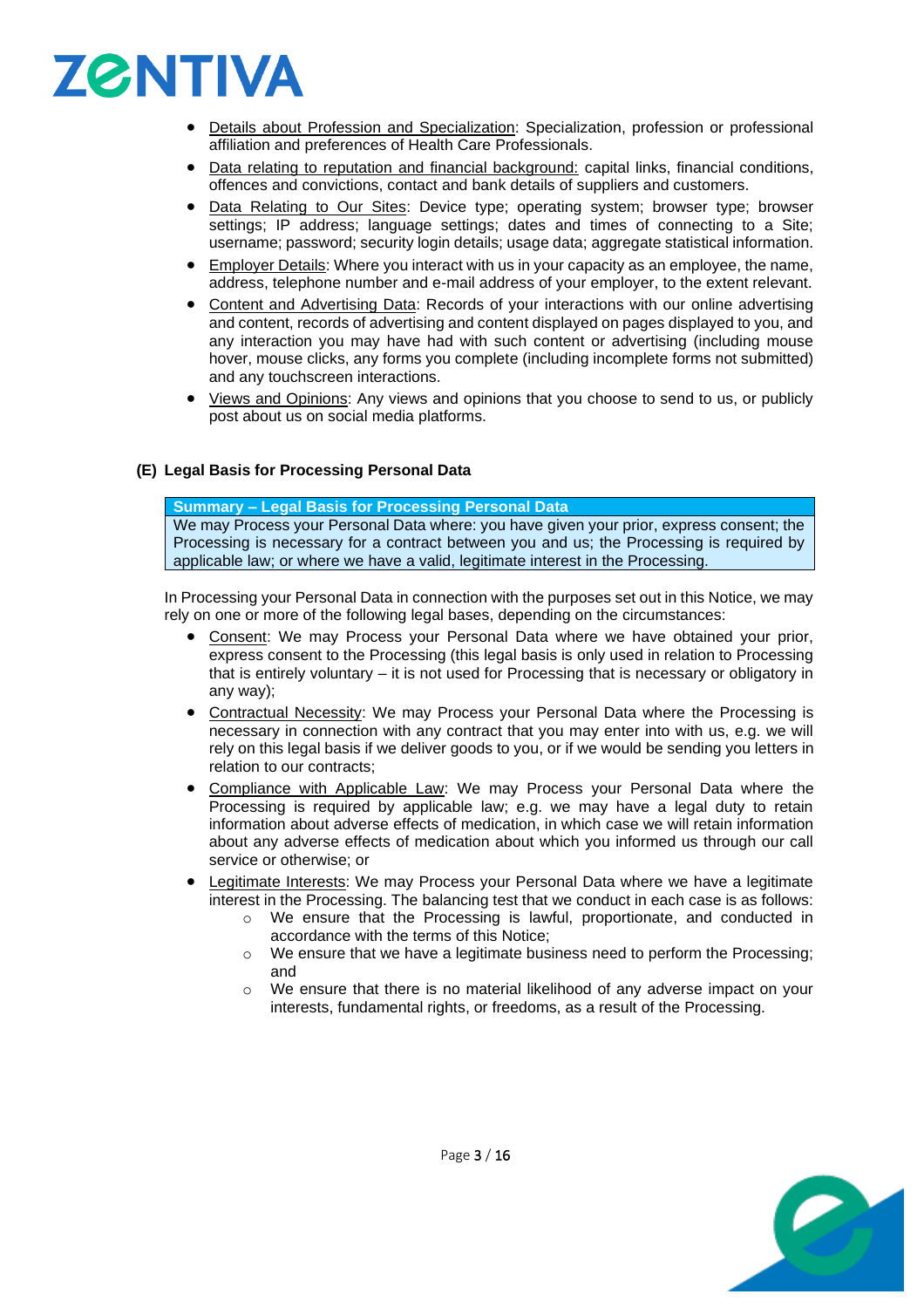- Details about Profession and Specialization: Specialization, profession or professional affiliation and preferences of Health Care Professionals.
- Data relating to reputation and financial background: capital links, financial conditions, offences and convictions, contact and bank details of suppliers and customers.
- Data Relating to Our Sites: Device type; operating system; browser type; browser settings; IP address; language settings; dates and times of connecting to a Site; username; password; security login details; usage data; aggregate statistical information.
- Employer Details: Where you interact with us in your capacity as an employee, the name, address, telephone number and e-mail address of your employer, to the extent relevant.
- Content and Advertising Data: Records of your interactions with our online advertising and content, records of advertising and content displayed on pages displayed to you, and any interaction you may have had with such content or advertising (including mouse hover, mouse clicks, any forms you complete (including incomplete forms not submitted) and any touchscreen interactions.
- Views and Opinions: Any views and opinions that you choose to send to us, or publicly post about us on social media platforms.

## (E) Legal Basis for Processing Personal Data

| **Summary – Legal Basis for Processing Personal Data** |
| --- |
| We may Process your Personal Data where: you have given your prior, express consent; the Processing is necessary for a contract between you and us; the Processing is required by applicable law; or where we have a valid, legitimate interest in the Processing. |

In Processing your Personal Data in connection with the purposes set out in this Notice, we may rely on one or more of the following legal bases, depending on the circumstances:

- Consent: We may Process your Personal Data where we have obtained your prior, express consent to the Processing (this legal basis is only used in relation to Processing that is entirely voluntary – it is not used for Processing that is necessary or obligatory in any way);
- Contractual Necessity: We may Process your Personal Data where the Processing is necessary in connection with any contract that you may enter into with us, e.g. we will rely on this legal basis if we deliver goods to you, or if we would be sending you letters in relation to our contracts;
- Compliance with Applicable Law: We may Process your Personal Data where the Processing is required by applicable law; e.g. we may have a legal duty to retain information about adverse effects of medication, in which case we will retain information about any adverse effects of medication about which you informed us through our call service or otherwise; or
- Legitimate Interests: We may Process your Personal Data where we have a legitimate interest in the Processing. The balancing test that we conduct in each case is as follows:
  - We ensure that the Processing is lawful, proportionate, and conducted in accordance with the terms of this Notice;
  - We ensure that we have a legitimate business need to perform the Processing; and
  - We ensure that there is no material likelihood of any adverse impact on your interests, fundamental rights, or freedoms, as a result of the Processing.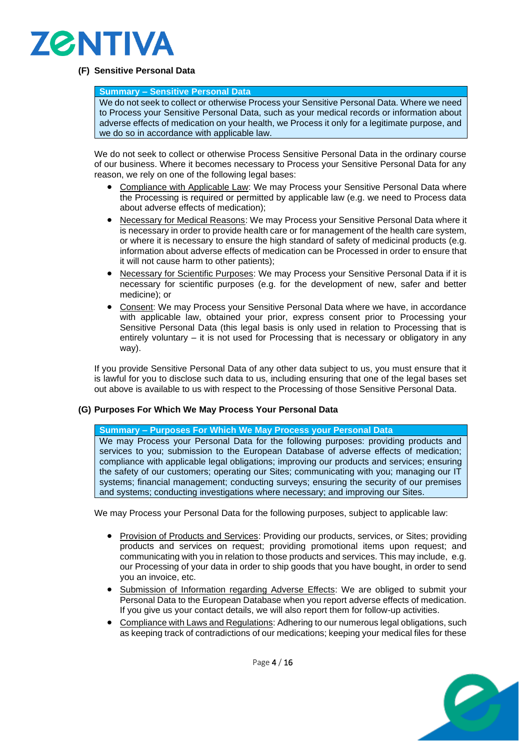### (F) Sensitive Personal Data

| **Summary – Sensitive Personal Data** |
| --- |
| We do not seek to collect or otherwise Process your Sensitive Personal Data. Where we need to Process your Sensitive Personal Data, such as your medical records or information about adverse effects of medication on your health, we Process it only for a legitimate purpose, and we do so in accordance with applicable law. |

We do not seek to collect or otherwise Process Sensitive Personal Data in the ordinary course of our business. Where it becomes necessary to Process your Sensitive Personal Data for any reason, we rely on one of the following legal bases:

- Compliance with Applicable Law: We may Process your Sensitive Personal Data where the Processing is required or permitted by applicable law (e.g. we need to Process data about adverse effects of medication);
- Necessary for Medical Reasons: We may Process your Sensitive Personal Data where it is necessary in order to provide health care or for management of the health care system, or where it is necessary to ensure the high standard of safety of medicinal products (e.g. information about adverse effects of medication can be Processed in order to ensure that it will not cause harm to other patients);
- Necessary for Scientific Purposes: We may Process your Sensitive Personal Data if it is necessary for scientific purposes (e.g. for the development of new, safer and better medicine); or
- Consent: We may Process your Sensitive Personal Data where we have, in accordance with applicable law, obtained your prior, express consent prior to Processing your Sensitive Personal Data (this legal basis is only used in relation to Processing that is entirely voluntary – it is not used for Processing that is necessary or obligatory in any way).

If you provide Sensitive Personal Data of any other data subject to us, you must ensure that it is lawful for you to disclose such data to us, including ensuring that one of the legal bases set out above is available to us with respect to the Processing of those Sensitive Personal Data.

### (G) Purposes For Which We May Process Your Personal Data

| **Summary – Purposes For Which We May Process your Personal Data** |
| --- |
| We may Process your Personal Data for the following purposes: providing products and services to you; submission to the European Database of adverse effects of medication; compliance with applicable legal obligations; improving our products and services; ensuring the safety of our customers; operating our Sites; communicating with you; managing our IT systems; financial management; conducting surveys; ensuring the security of our premises and systems; conducting investigations where necessary; and improving our Sites. |

We may Process your Personal Data for the following purposes, subject to applicable law:

- Provision of Products and Services: Providing our products, services, or Sites; providing products and services on request; providing promotional items upon request; and communicating with you in relation to those products and services. This may include, e.g. our Processing of your data in order to ship goods that you have bought, in order to send you an invoice, etc.
- Submission of Information regarding Adverse Effects: We are obliged to submit your Personal Data to the European Database when you report adverse effects of medication. If you give us your contact details, we will also report them for follow-up activities.
- Compliance with Laws and Regulations: Adhering to our numerous legal obligations, such as keeping track of contradictions of our medications; keeping your medical files for these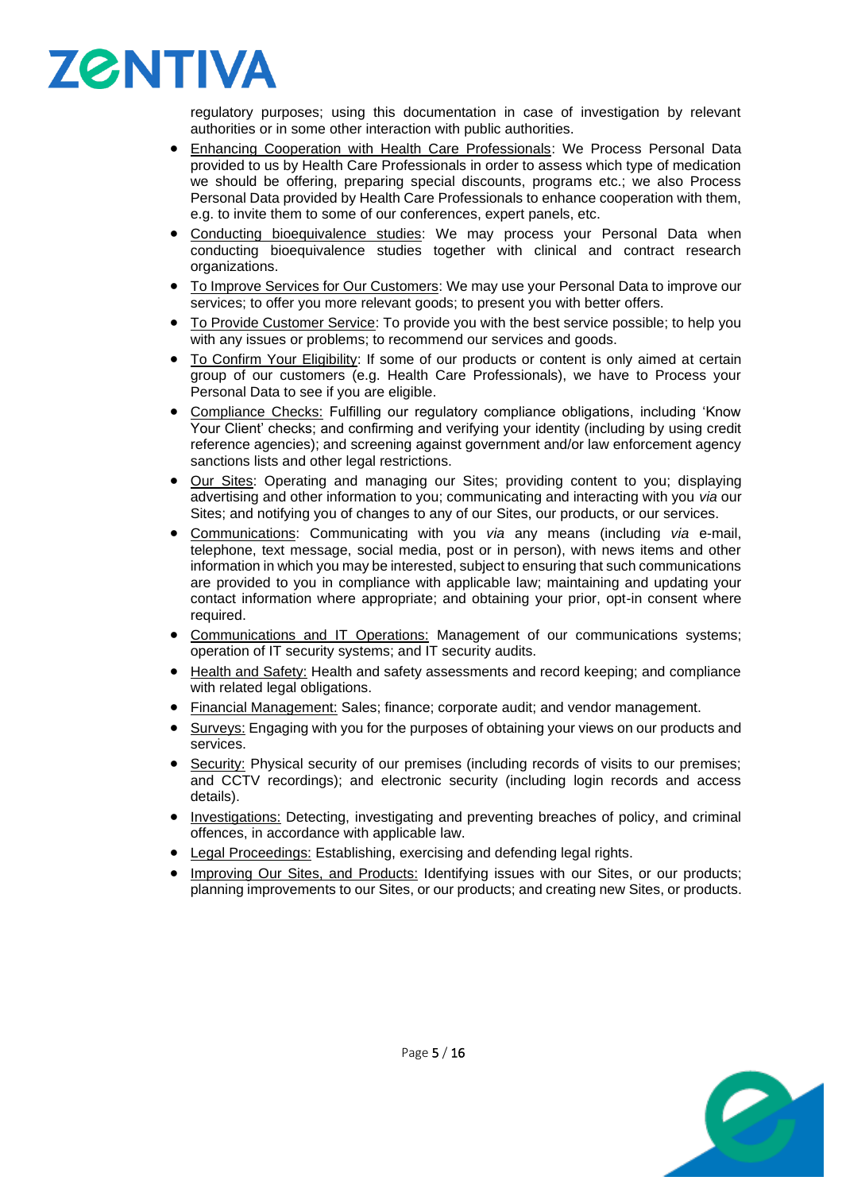regulatory purposes; using this documentation in case of investigation by relevant authorities or in some other interaction with public authorities.

- Enhancing Cooperation with Health Care Professionals: We Process Personal Data provided to us by Health Care Professionals in order to assess which type of medication we should be offering, preparing special discounts, programs etc.; we also Process Personal Data provided by Health Care Professionals to enhance cooperation with them, e.g. to invite them to some of our conferences, expert panels, etc.
- Conducting bioequivalence studies: We may process your Personal Data when conducting bioequivalence studies together with clinical and contract research organizations.
- To Improve Services for Our Customers: We may use your Personal Data to improve our services; to offer you more relevant goods; to present you with better offers.
- To Provide Customer Service: To provide you with the best service possible; to help you with any issues or problems; to recommend our services and goods.
- To Confirm Your Eligibility: If some of our products or content is only aimed at certain group of our customers (e.g. Health Care Professionals), we have to Process your Personal Data to see if you are eligible.
- Compliance Checks: Fulfilling our regulatory compliance obligations, including 'Know Your Client' checks; and confirming and verifying your identity (including by using credit reference agencies); and screening against government and/or law enforcement agency sanctions lists and other legal restrictions.
- Our Sites: Operating and managing our Sites; providing content to you; displaying advertising and other information to you; communicating and interacting with you *via* our Sites; and notifying you of changes to any of our Sites, our products, or our services.
- Communications: Communicating with you *via* any means (including *via* e-mail, telephone, text message, social media, post or in person), with news items and other information in which you may be interested, subject to ensuring that such communications are provided to you in compliance with applicable law; maintaining and updating your contact information where appropriate; and obtaining your prior, opt-in consent where required.
- Communications and IT Operations: Management of our communications systems; operation of IT security systems; and IT security audits.
- Health and Safety: Health and safety assessments and record keeping; and compliance with related legal obligations.
- Financial Management: Sales; finance; corporate audit; and vendor management.
- Surveys: Engaging with you for the purposes of obtaining your views on our products and services.
- Security: Physical security of our premises (including records of visits to our premises; and CCTV recordings); and electronic security (including login records and access details).
- Investigations: Detecting, investigating and preventing breaches of policy, and criminal offences, in accordance with applicable law.
- Legal Proceedings: Establishing, exercising and defending legal rights.
- Improving Our Sites, and Products: Identifying issues with our Sites, or our products; planning improvements to our Sites, or our products; and creating new Sites, or products.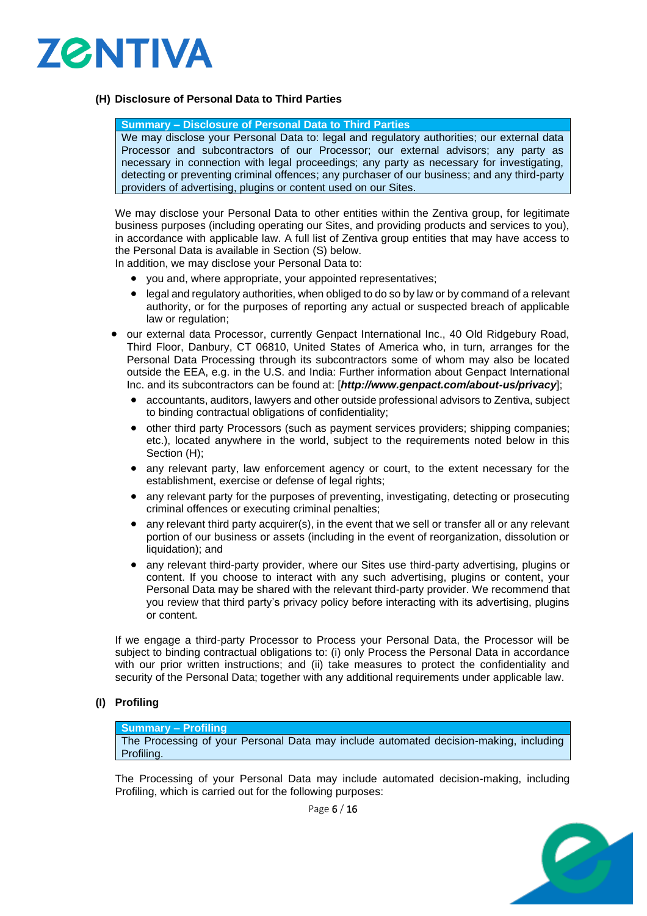### (H) Disclosure of Personal Data to Third Parties

| **Summary – Disclosure of Personal Data to Third Parties** |
|---|
| We may disclose your Personal Data to: legal and regulatory authorities; our external data Processor and subcontractors of our Processor; our external advisors; any party as necessary in connection with legal proceedings; any party as necessary for investigating, detecting or preventing criminal offences; any purchaser of our business; and any third-party providers of advertising, plugins or content used on our Sites. |

We may disclose your Personal Data to other entities within the Zentiva group, for legitimate business purposes (including operating our Sites, and providing products and services to you), in accordance with applicable law. A full list of Zentiva group entities that may have access to the Personal Data is available in Section (S) below.

In addition, we may disclose your Personal Data to:

- you and, where appropriate, your appointed representatives;
- legal and regulatory authorities, when obliged to do so by law or by command of a relevant authority, or for the purposes of reporting any actual or suspected breach of applicable law or regulation;
- our external data Processor, currently Genpact International Inc., 40 Old Ridgebury Road, Third Floor, Danbury, CT 06810, United States of America who, in turn, arranges for the Personal Data Processing through its subcontractors some of whom may also be located outside the EEA, e.g. in the U.S. and India: Further information about Genpact International Inc. and its subcontractors can be found at: [***http://www.genpact.com/about-us/privacy***];
- accountants, auditors, lawyers and other outside professional advisors to Zentiva, subject to binding contractual obligations of confidentiality;
- other third party Processors (such as payment services providers; shipping companies; etc.), located anywhere in the world, subject to the requirements noted below in this Section (H);
- any relevant party, law enforcement agency or court, to the extent necessary for the establishment, exercise or defense of legal rights;
- any relevant party for the purposes of preventing, investigating, detecting or prosecuting criminal offences or executing criminal penalties;
- any relevant third party acquirer(s), in the event that we sell or transfer all or any relevant portion of our business or assets (including in the event of reorganization, dissolution or liquidation); and
- any relevant third-party provider, where our Sites use third-party advertising, plugins or content. If you choose to interact with any such advertising, plugins or content, your Personal Data may be shared with the relevant third-party provider. We recommend that you review that third party's privacy policy before interacting with its advertising, plugins or content.

If we engage a third-party Processor to Process your Personal Data, the Processor will be subject to binding contractual obligations to: (i) only Process the Personal Data in accordance with our prior written instructions; and (ii) take measures to protect the confidentiality and security of the Personal Data; together with any additional requirements under applicable law.

### (I) Profiling

| **Summary – Profiling** |
|---|
| The Processing of your Personal Data may include automated decision-making, including Profiling. |

The Processing of your Personal Data may include automated decision-making, including Profiling, which is carried out for the following purposes: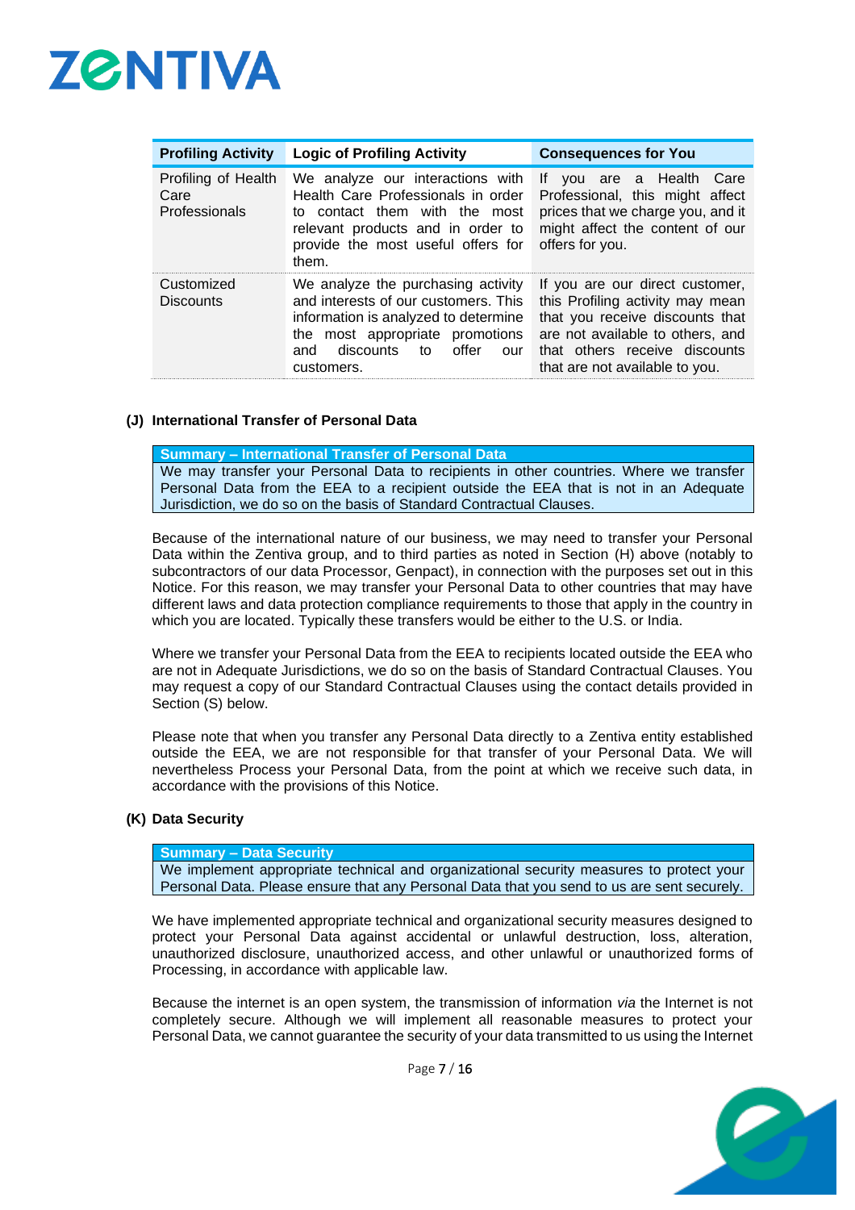| Profiling Activity | Logic of Profiling Activity | Consequences for You |
|---|---|---|
| Profiling of Health Care Professionals | We analyze our interactions with Health Care Professionals in order to contact them with the most relevant products and in order to provide the most useful offers for them. | If you are a Health Care Professional, this might affect prices that we charge you, and it might affect the content of our offers for you. |
| Customized Discounts | We analyze the purchasing activity and interests of our customers. This information is analyzed to determine the most appropriate promotions and discounts to offer our customers. | If you are our direct customer, this Profiling activity may mean that you receive discounts that are not available to others, and that others receive discounts that are not available to you. |

### (J) International Transfer of Personal Data

| Summary – International Transfer of Personal Data |
|---|
| We may transfer your Personal Data to recipients in other countries. Where we transfer Personal Data from the EEA to a recipient outside the EEA that is not in an Adequate Jurisdiction, we do so on the basis of Standard Contractual Clauses. |

Because of the international nature of our business, we may need to transfer your Personal Data within the Zentiva group, and to third parties as noted in Section (H) above (notably to subcontractors of our data Processor, Genpact), in connection with the purposes set out in this Notice. For this reason, we may transfer your Personal Data to other countries that may have different laws and data protection compliance requirements to those that apply in the country in which you are located. Typically these transfers would be either to the U.S. or India.

Where we transfer your Personal Data from the EEA to recipients located outside the EEA who are not in Adequate Jurisdictions, we do so on the basis of Standard Contractual Clauses. You may request a copy of our Standard Contractual Clauses using the contact details provided in Section (S) below.

Please note that when you transfer any Personal Data directly to a Zentiva entity established outside the EEA, we are not responsible for that transfer of your Personal Data. We will nevertheless Process your Personal Data, from the point at which we receive such data, in accordance with the provisions of this Notice.

### (K) Data Security

| Summary – Data Security |
|---|
| We implement appropriate technical and organizational security measures to protect your Personal Data. Please ensure that any Personal Data that you send to us are sent securely. |

We have implemented appropriate technical and organizational security measures designed to protect your Personal Data against accidental or unlawful destruction, loss, alteration, unauthorized disclosure, unauthorized access, and other unlawful or unauthorized forms of Processing, in accordance with applicable law.

Because the internet is an open system, the transmission of information *via* the Internet is not completely secure. Although we will implement all reasonable measures to protect your Personal Data, we cannot guarantee the security of your data transmitted to us using the Internet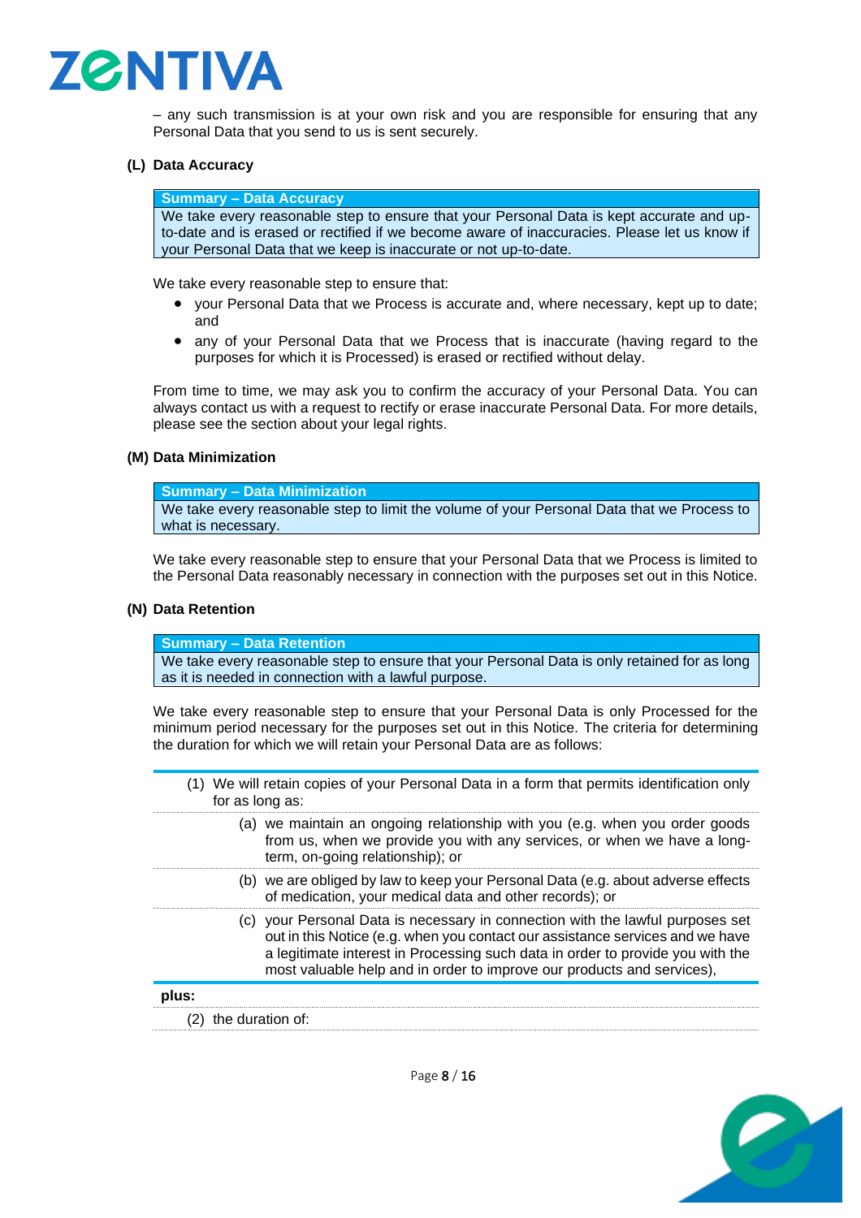– any such transmission is at your own risk and you are responsible for ensuring that any Personal Data that you send to us is sent securely.

### (L) Data Accuracy

| Summary – Data Accuracy |
| --- |
| We take every reasonable step to ensure that your Personal Data is kept accurate and up-to-date and is erased or rectified if we become aware of inaccuracies. Please let us know if your Personal Data that we keep is inaccurate or not up-to-date. |

We take every reasonable step to ensure that:

- your Personal Data that we Process is accurate and, where necessary, kept up to date; and
- any of your Personal Data that we Process that is inaccurate (having regard to the purposes for which it is Processed) is erased or rectified without delay.

From time to time, we may ask you to confirm the accuracy of your Personal Data. You can always contact us with a request to rectify or erase inaccurate Personal Data. For more details, please see the section about your legal rights.

### (M) Data Minimization

| Summary – Data Minimization |
| --- |
| We take every reasonable step to limit the volume of your Personal Data that we Process to what is necessary. |

We take every reasonable step to ensure that your Personal Data that we Process is limited to the Personal Data reasonably necessary in connection with the purposes set out in this Notice.

### (N) Data Retention

| Summary – Data Retention |
| --- |
| We take every reasonable step to ensure that your Personal Data is only retained for as long as it is needed in connection with a lawful purpose. |

We take every reasonable step to ensure that your Personal Data is only Processed for the minimum period necessary for the purposes set out in this Notice. The criteria for determining the duration for which we will retain your Personal Data are as follows:

(1) We will retain copies of your Personal Data in a form that permits identification only for as long as:

- (a) we maintain an ongoing relationship with you (e.g. when you order goods from us, when we provide you with any services, or when we have a long-term, on-going relationship); or
- (b) we are obliged by law to keep your Personal Data (e.g. about adverse effects of medication, your medical data and other records); or
- (c) your Personal Data is necessary in connection with the lawful purposes set out in this Notice (e.g. when you contact our assistance services and we have a legitimate interest in Processing such data in order to provide you with the most valuable help and in order to improve our products and services),

**plus:**

(2) the duration of: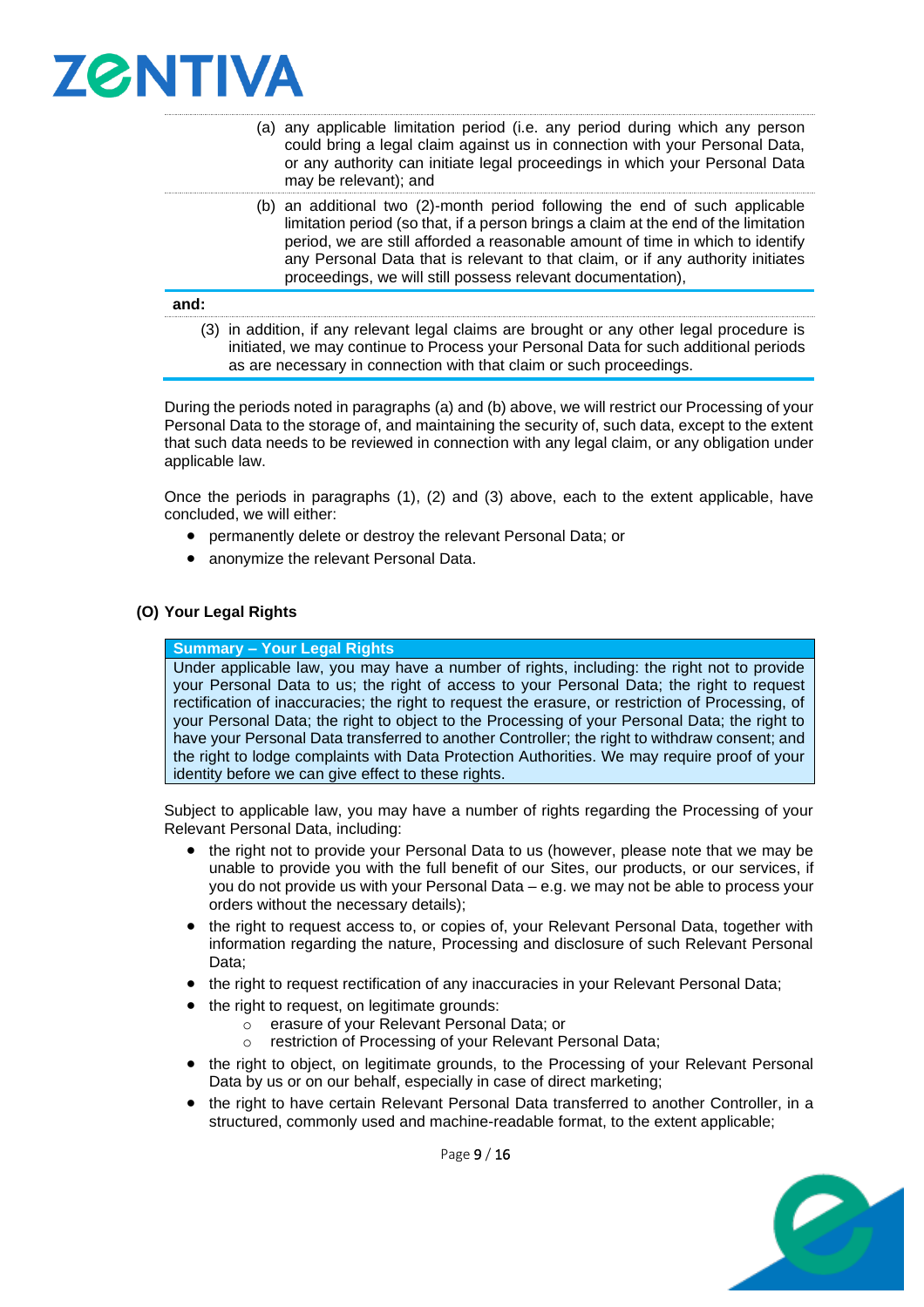(a) any applicable limitation period (i.e. any period during which any person could bring a legal claim against us in connection with your Personal Data, or any authority can initiate legal proceedings in which your Personal Data may be relevant); and

(b) an additional two (2)-month period following the end of such applicable limitation period (so that, if a person brings a claim at the end of the limitation period, we are still afforded a reasonable amount of time in which to identify any Personal Data that is relevant to that claim, or if any authority initiates proceedings, we will still possess relevant documentation),

**and:**

(3) in addition, if any relevant legal claims are brought or any other legal procedure is initiated, we may continue to Process your Personal Data for such additional periods as are necessary in connection with that claim or such proceedings.

During the periods noted in paragraphs (a) and (b) above, we will restrict our Processing of your Personal Data to the storage of, and maintaining the security of, such data, except to the extent that such data needs to be reviewed in connection with any legal claim, or any obligation under applicable law.

Once the periods in paragraphs (1), (2) and (3) above, each to the extent applicable, have concluded, we will either:

- permanently delete or destroy the relevant Personal Data; or
- anonymize the relevant Personal Data.

## (O) Your Legal Rights

**Summary – Your Legal Rights**

Under applicable law, you may have a number of rights, including: the right not to provide your Personal Data to us; the right of access to your Personal Data; the right to request rectification of inaccuracies; the right to request the erasure, or restriction of Processing, of your Personal Data; the right to object to the Processing of your Personal Data; the right to have your Personal Data transferred to another Controller; the right to withdraw consent; and the right to lodge complaints with Data Protection Authorities. We may require proof of your identity before we can give effect to these rights.

Subject to applicable law, you may have a number of rights regarding the Processing of your Relevant Personal Data, including:

- the right not to provide your Personal Data to us (however, please note that we may be unable to provide you with the full benefit of our Sites, our products, or our services, if you do not provide us with your Personal Data – e.g. we may not be able to process your orders without the necessary details);
- the right to request access to, or copies of, your Relevant Personal Data, together with information regarding the nature, Processing and disclosure of such Relevant Personal Data;
- the right to request rectification of any inaccuracies in your Relevant Personal Data;
- the right to request, on legitimate grounds:
  - erasure of your Relevant Personal Data; or
  - restriction of Processing of your Relevant Personal Data;
- the right to object, on legitimate grounds, to the Processing of your Relevant Personal Data by us or on our behalf, especially in case of direct marketing;
- the right to have certain Relevant Personal Data transferred to another Controller, in a structured, commonly used and machine-readable format, to the extent applicable;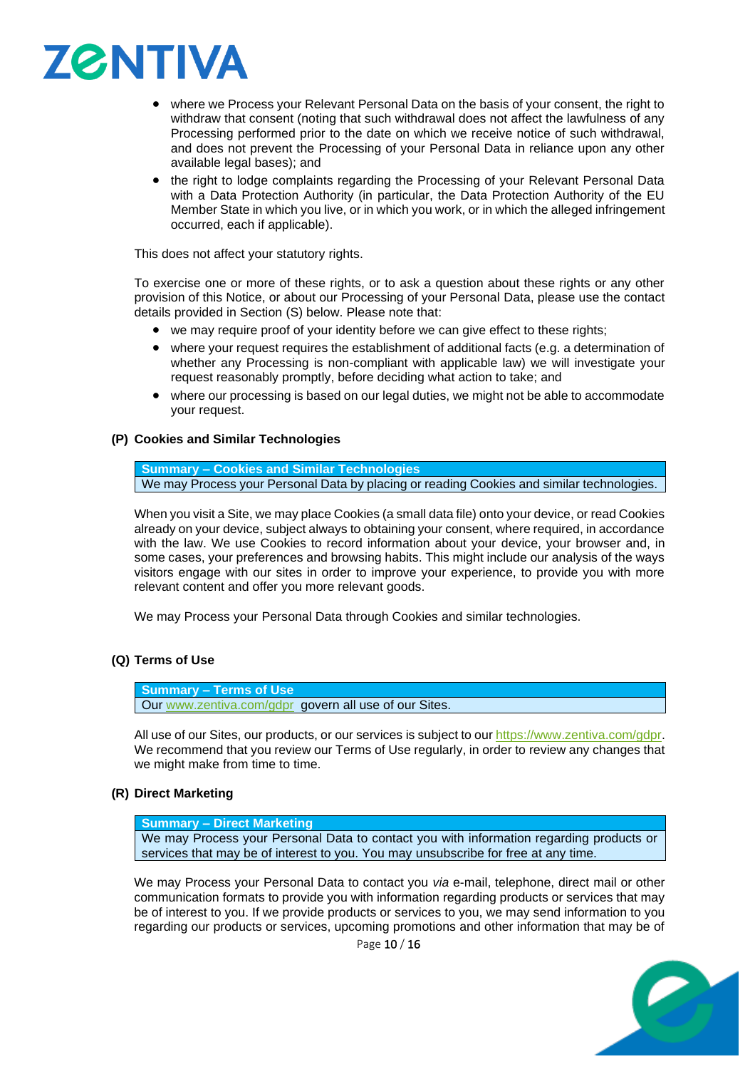- where we Process your Relevant Personal Data on the basis of your consent, the right to withdraw that consent (noting that such withdrawal does not affect the lawfulness of any Processing performed prior to the date on which we receive notice of such withdrawal, and does not prevent the Processing of your Personal Data in reliance upon any other available legal bases); and
- the right to lodge complaints regarding the Processing of your Relevant Personal Data with a Data Protection Authority (in particular, the Data Protection Authority of the EU Member State in which you live, or in which you work, or in which the alleged infringement occurred, each if applicable).

This does not affect your statutory rights.

To exercise one or more of these rights, or to ask a question about these rights or any other provision of this Notice, or about our Processing of your Personal Data, please use the contact details provided in Section (S) below. Please note that:

- we may require proof of your identity before we can give effect to these rights;
- where your request requires the establishment of additional facts (e.g. a determination of whether any Processing is non-compliant with applicable law) we will investigate your request reasonably promptly, before deciding what action to take; and
- where our processing is based on our legal duties, we might not be able to accommodate your request.

### (P) Cookies and Similar Technologies

| Summary – Cookies and Similar Technologies |
| --- |
| We may Process your Personal Data by placing or reading Cookies and similar technologies. |

When you visit a Site, we may place Cookies (a small data file) onto your device, or read Cookies already on your device, subject always to obtaining your consent, where required, in accordance with the law. We use Cookies to record information about your device, your browser and, in some cases, your preferences and browsing habits. This might include our analysis of the ways visitors engage with our sites in order to improve your experience, to provide you with more relevant content and offer you more relevant goods.

We may Process your Personal Data through Cookies and similar technologies.

### (Q) Terms of Use

| Summary – Terms of Use |
| --- |
| Our www.zentiva.com/gdpr govern all use of our Sites. |

All use of our Sites, our products, or our services is subject to our https://www.zentiva.com/gdpr. We recommend that you review our Terms of Use regularly, in order to review any changes that we might make from time to time.

### (R) Direct Marketing

| Summary – Direct Marketing |
| --- |
| We may Process your Personal Data to contact you with information regarding products or services that may be of interest to you. You may unsubscribe for free at any time. |

We may Process your Personal Data to contact you *via* e-mail, telephone, direct mail or other communication formats to provide you with information regarding products or services that may be of interest to you. If we provide products or services to you, we may send information to you regarding our products or services, upcoming promotions and other information that may be of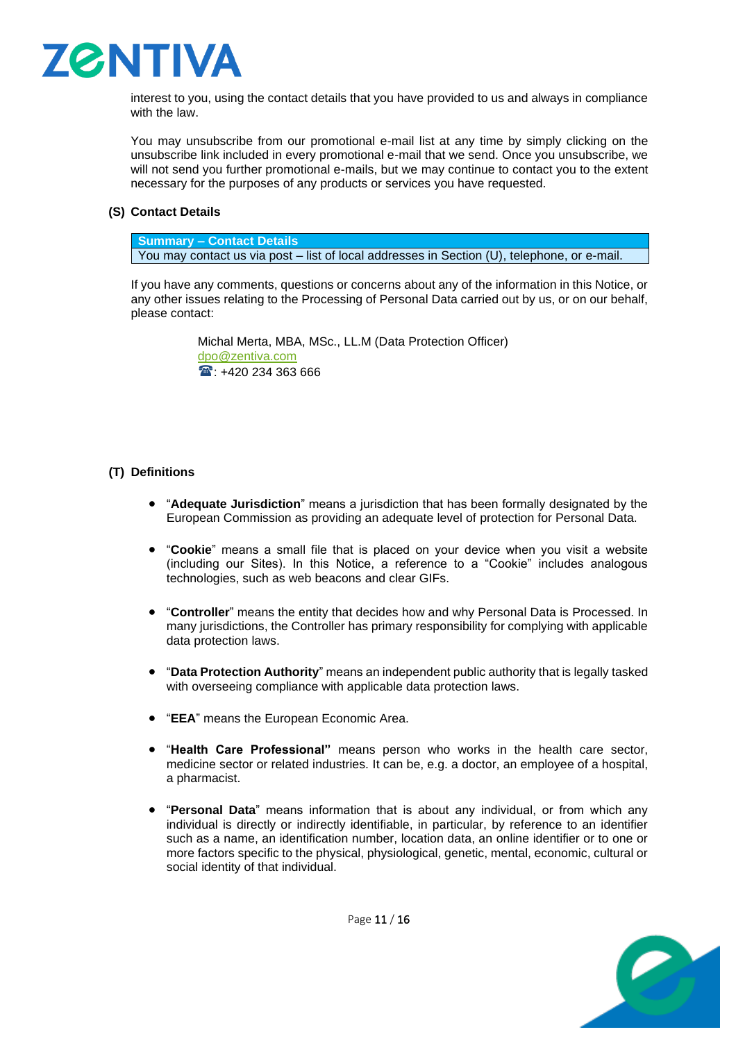interest to you, using the contact details that you have provided to us and always in compliance with the law.

You may unsubscribe from our promotional e-mail list at any time by simply clicking on the unsubscribe link included in every promotional e-mail that we send. Once you unsubscribe, we will not send you further promotional e-mails, but we may continue to contact you to the extent necessary for the purposes of any products or services you have requested.

## (S) Contact Details

| Summary – Contact Details |
| --- |
| You may contact us via post – list of local addresses in Section (U), telephone, or e-mail. |

If you have any comments, questions or concerns about any of the information in this Notice, or any other issues relating to the Processing of Personal Data carried out by us, or on our behalf, please contact:

Michal Merta, MBA, MSc., LL.M (Data Protection Officer)
dpo@zentiva.com
☎: +420 234 363 666

## (T) Definitions

- "**Adequate Jurisdiction**" means a jurisdiction that has been formally designated by the European Commission as providing an adequate level of protection for Personal Data.
- "**Cookie**" means a small file that is placed on your device when you visit a website (including our Sites). In this Notice, a reference to a "Cookie" includes analogous technologies, such as web beacons and clear GIFs.
- "**Controller**" means the entity that decides how and why Personal Data is Processed. In many jurisdictions, the Controller has primary responsibility for complying with applicable data protection laws.
- "**Data Protection Authority**" means an independent public authority that is legally tasked with overseeing compliance with applicable data protection laws.
- "**EEA**" means the European Economic Area.
- "**Health Care Professional"** means person who works in the health care sector, medicine sector or related industries. It can be, e.g. a doctor, an employee of a hospital, a pharmacist.
- "**Personal Data**" means information that is about any individual, or from which any individual is directly or indirectly identifiable, in particular, by reference to an identifier such as a name, an identification number, location data, an online identifier or to one or more factors specific to the physical, physiological, genetic, mental, economic, cultural or social identity of that individual.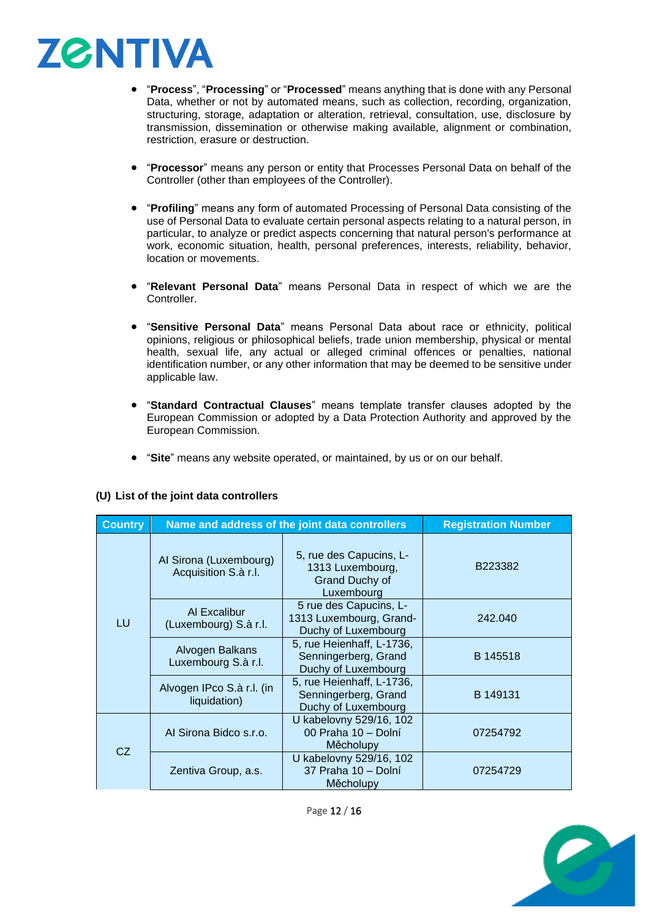- "**Process**", "**Processing**" or "**Processed**" means anything that is done with any Personal Data, whether or not by automated means, such as collection, recording, organization, structuring, storage, adaptation or alteration, retrieval, consultation, use, disclosure by transmission, dissemination or otherwise making available, alignment or combination, restriction, erasure or destruction.

- "**Processor**" means any person or entity that Processes Personal Data on behalf of the Controller (other than employees of the Controller).

- "**Profiling**" means any form of automated Processing of Personal Data consisting of the use of Personal Data to evaluate certain personal aspects relating to a natural person, in particular, to analyze or predict aspects concerning that natural person's performance at work, economic situation, health, personal preferences, interests, reliability, behavior, location or movements.

- "**Relevant Personal Data**" means Personal Data in respect of which we are the Controller.

- "**Sensitive Personal Data**" means Personal Data about race or ethnicity, political opinions, religious or philosophical beliefs, trade union membership, physical or mental health, sexual life, any actual or alleged criminal offences or penalties, national identification number, or any other information that may be deemed to be sensitive under applicable law.

- "**Standard Contractual Clauses**" means template transfer clauses adopted by the European Commission or adopted by a Data Protection Authority and approved by the European Commission.

- "**Site**" means any website operated, or maintained, by us or on our behalf.

**(U) List of the joint data controllers**

| Country | Name and address of the joint data controllers | | Registration Number |
|---|---|---|---|
| LU | AI Sirona (Luxembourg) Acquisition S.à r.l. | 5, rue des Capucins, L-1313 Luxembourg, Grand Duchy of Luxembourg | B223382 |
| | AI Excalibur (Luxembourg) S.à r.l. | 5 rue des Capucins, L-1313 Luxembourg, Grand-Duchy of Luxembourg | 242.040 |
| | Alvogen Balkans Luxembourg S.à r.l. | 5, rue Heienhaff, L-1736, Senningerberg, Grand Duchy of Luxembourg | B 145518 |
| | Alvogen IPco S.à r.l. (in liquidation) | 5, rue Heienhaff, L-1736, Senningerberg, Grand Duchy of Luxembourg | B 149131 |
| CZ | AI Sirona Bidco s.r.o. | U kabelovny 529/16, 102 00 Praha 10 – Dolní Měcholupy | 07254792 |
| | Zentiva Group, a.s. | U kabelovny 529/16, 102 37 Praha 10 – Dolní Měcholupy | 07254729 |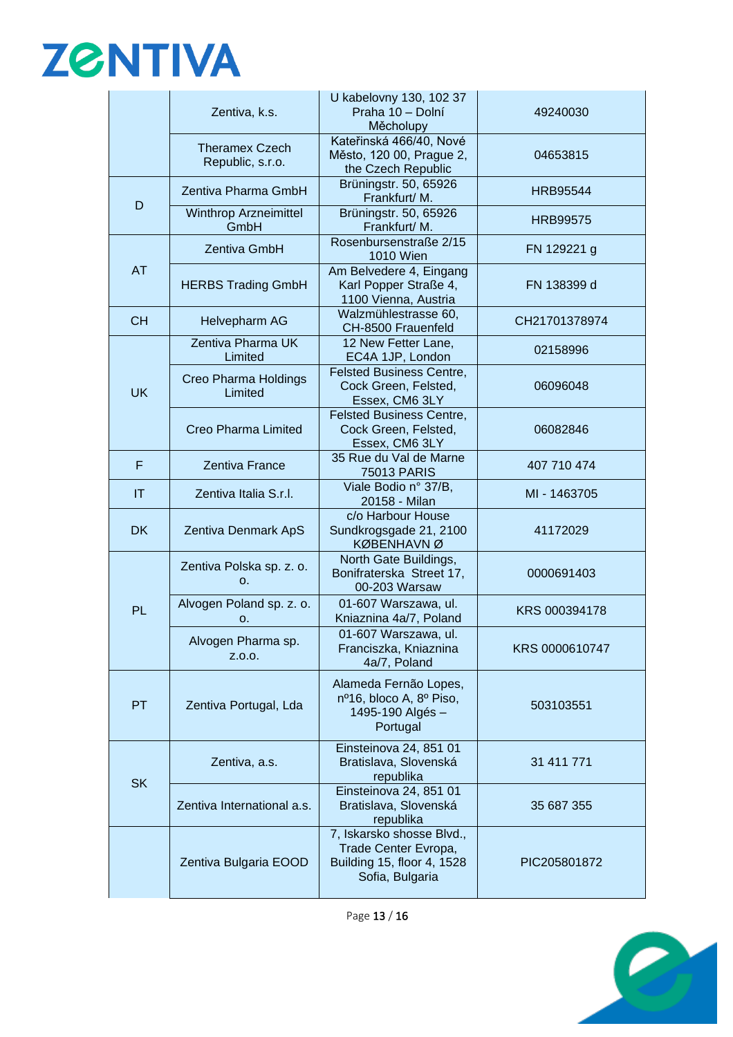|  |  |  |  |
|---|---|---|---|
|  | Zentiva, k.s. | U kabelovny 130, 102 37 Praha 10 – Dolní Měcholupy | 49240030 |
|  | Theramex Czech Republic, s.r.o. | Kateřinská 466/40, Nové Město, 120 00, Prague 2, the Czech Republic | 04653815 |
| D | Zentiva Pharma GmbH | Brüningstr. 50, 65926 Frankfurt/ M. | HRB95544 |
|  | Winthrop Arzneimittel GmbH | Brüningstr. 50, 65926 Frankfurt/ M. | HRB99575 |
| AT | Zentiva GmbH | Rosenbursenstraße 2/15 1010 Wien | FN 129221 g |
|  | HERBS Trading GmbH | Am Belvedere 4, Eingang Karl Popper Straße 4, 1100 Vienna, Austria | FN 138399 d |
| CH | Helvepharm AG | Walzmühlestrasse 60, CH-8500 Frauenfeld | CH21701378974 |
| UK | Zentiva Pharma UK Limited | 12 New Fetter Lane, EC4A 1JP, London | 02158996 |
|  | Creo Pharma Holdings Limited | Felsted Business Centre, Cock Green, Felsted, Essex, CM6 3LY | 06096048 |
|  | Creo Pharma Limited | Felsted Business Centre, Cock Green, Felsted, Essex, CM6 3LY | 06082846 |
| F | Zentiva France | 35 Rue du Val de Marne 75013 PARIS | 407 710 474 |
| IT | Zentiva Italia S.r.l. | Viale Bodio n° 37/B, 20158 - Milan | MI - 1463705 |
| DK | Zentiva Denmark ApS | c/o Harbour House Sundkrogsgade 21, 2100 KØBENHAVN Ø | 41172029 |
| PL | Zentiva Polska sp. z. o. o. | North Gate Buildings, Bonifraterska Street 17, 00-203 Warsaw | 0000691403 |
|  | Alvogen Poland sp. z. o. o. | 01-607 Warszawa, ul. Kniaznina 4a/7, Poland | KRS 000394178 |
|  | Alvogen Pharma sp. z.o.o. | 01-607 Warszawa, ul. Franciszka, Kniaznina 4a/7, Poland | KRS 0000610747 |
| PT | Zentiva Portugal, Lda | Alameda Fernão Lopes, nº16, bloco A, 8º Piso, 1495-190 Algés – Portugal | 503103551 |
| SK | Zentiva, a.s. | Einsteinova 24, 851 01 Bratislava, Slovenská republika | 31 411 771 |
|  | Zentiva International a.s. | Einsteinova 24, 851 01 Bratislava, Slovenská republika | 35 687 355 |
|  | Zentiva Bulgaria EOOD | 7, Iskarsko shosse Blvd., Trade Center Evropa, Building 15, floor 4, 1528 Sofia, Bulgaria | PIC205801872 |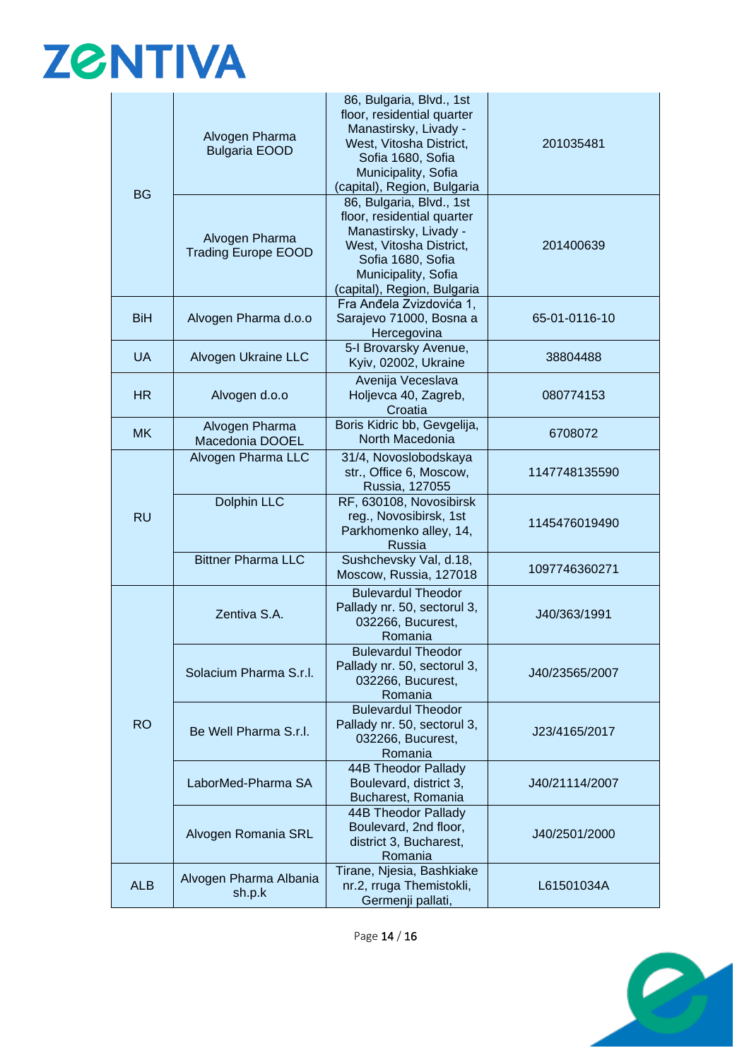| | | | |
|---|---|---|---|
| BG | Alvogen Pharma Bulgaria EOOD | 86, Bulgaria, Blvd., 1st floor, residential quarter Manastirsky, Livady - West, Vitosha District, Sofia 1680, Sofia Municipality, Sofia (capital), Region, Bulgaria | 201035481 |
| | Alvogen Pharma Trading Europe EOOD | 86, Bulgaria, Blvd., 1st floor, residential quarter Manastirsky, Livady - West, Vitosha District, Sofia 1680, Sofia Municipality, Sofia (capital), Region, Bulgaria | 201400639 |
| BiH | Alvogen Pharma d.o.o | Fra Anđela Zvizdovića 1, Sarajevo 71000, Bosna a Hercegovina | 65-01-0116-10 |
| UA | Alvogen Ukraine LLC | 5-I Brovarsky Avenue, Kyiv, 02002, Ukraine | 38804488 |
| HR | Alvogen d.o.o | Avenija Veceslava Holjevca 40, Zagreb, Croatia | 080774153 |
| MK | Alvogen Pharma Macedonia DOOEL | Boris Kidric bb, Gevgelija, North Macedonia | 6708072 |
| RU | Alvogen Pharma LLC | 31/4, Novoslobodskaya str., Office 6, Moscow, Russia, 127055 | 1147748135590 |
| | Dolphin LLC | RF, 630108, Novosibirsk reg., Novosibirsk, 1st Parkhomenko alley, 14, Russia | 1145476019490 |
| | Bittner Pharma LLC | Sushchevsky Val, d.18, Moscow, Russia, 127018 | 1097746360271 |
| RO | Zentiva S.A. | Bulevardul Theodor Pallady nr. 50, sectorul 3, 032266, Bucurest, Romania | J40/363/1991 |
| | Solacium Pharma S.r.l. | Bulevardul Theodor Pallady nr. 50, sectorul 3, 032266, Bucurest, Romania | J40/23565/2007 |
| | Be Well Pharma S.r.l. | Bulevardul Theodor Pallady nr. 50, sectorul 3, 032266, Bucurest, Romania | J23/4165/2017 |
| | LaborMed-Pharma SA | 44B Theodor Pallady Boulevard, district 3, Bucharest, Romania | J40/21114/2007 |
| | Alvogen Romania SRL | 44B Theodor Pallady Boulevard, 2nd floor, district 3, Bucharest, Romania | J40/2501/2000 |
| ALB | Alvogen Pharma Albania sh.p.k | Tirane, Njesia, Bashkiake nr.2, rruga Themistokli, Germenji pallati, | L61501034A |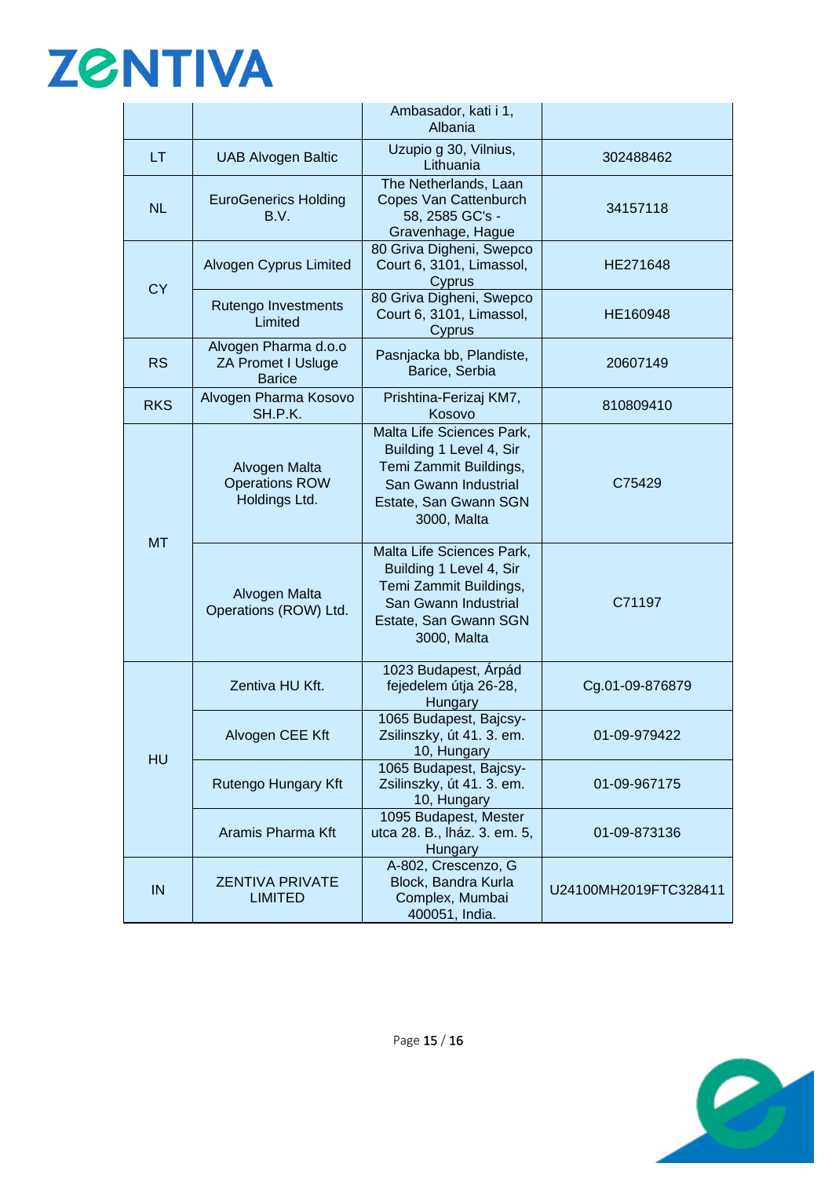| | | Ambasador, kati i 1, Albania | |
|---|---|---|---|
| LT | UAB Alvogen Baltic | Uzupio g 30, Vilnius, Lithuania | 302488462 |
| NL | EuroGenerics Holding B.V. | The Netherlands, Laan Copes Van Cattenburch 58, 2585 GC's - Gravenhage, Hague | 34157118 |
| CY | Alvogen Cyprus Limited | 80 Griva Digheni, Swepco Court 6, 3101, Limassol, Cyprus | HE271648 |
| | Rutengo Investments Limited | 80 Griva Digheni, Swepco Court 6, 3101, Limassol, Cyprus | HE160948 |
| RS | Alvogen Pharma d.o.o ZA Promet I Usluge Barice | Pasnjacka bb, Plandiste, Barice, Serbia | 20607149 |
| RKS | Alvogen Pharma Kosovo SH.P.K. | Prishtina-Ferizaj KM7, Kosovo | 810809410 |
| MT | Alvogen Malta Operations ROW Holdings Ltd. | Malta Life Sciences Park, Building 1 Level 4, Sir Temi Zammit Buildings, San Gwann Industrial Estate, San Gwann SGN 3000, Malta | C75429 |
| | Alvogen Malta Operations (ROW) Ltd. | Malta Life Sciences Park, Building 1 Level 4, Sir Temi Zammit Buildings, San Gwann Industrial Estate, San Gwann SGN 3000, Malta | C71197 |
| HU | Zentiva HU Kft. | 1023 Budapest, Árpád fejedelem útja 26-28, Hungary | Cg.01-09-876879 |
| | Alvogen CEE Kft | 1065 Budapest, Bajcsy-Zsilinszky, út 41. 3. em. 10, Hungary | 01-09-979422 |
| | Rutengo Hungary Kft | 1065 Budapest, Bajcsy-Zsilinszky, út 41. 3. em. 10, Hungary | 01-09-967175 |
| | Aramis Pharma Kft | 1095 Budapest, Mester utca 28. B., lház. 3. em. 5, Hungary | 01-09-873136 |
| IN | ZENTIVA PRIVATE LIMITED | A-802, Crescenzo, G Block, Bandra Kurla Complex, Mumbai 400051, India. | U24100MH2019FTC328411 |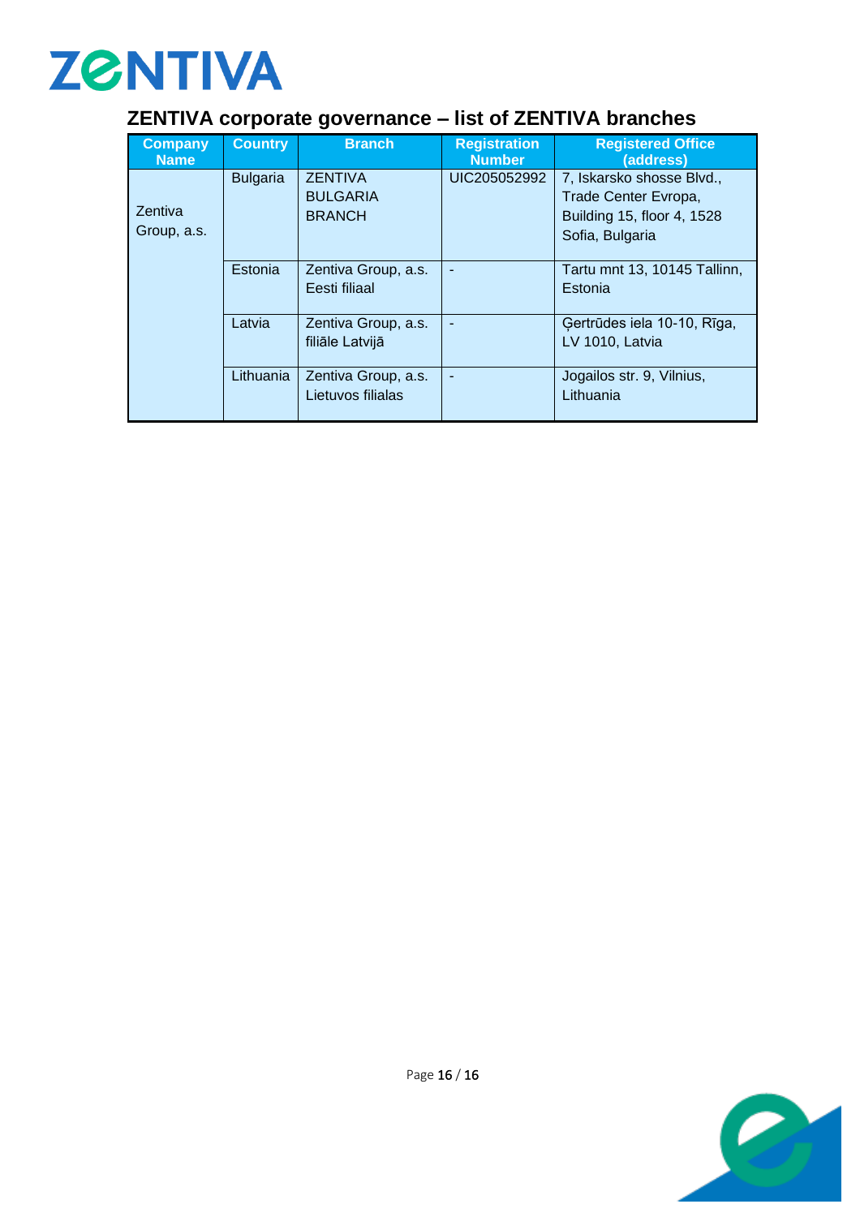## ZENTIVA corporate governance – list of ZENTIVA branches

| Company Name | Country | Branch | Registration Number | Registered Office (address) |
|---|---|---|---|---|
| Zentiva Group, a.s. | Bulgaria | ZENTIVA BULGARIA BRANCH | UIC205052992 | 7, Iskarsko shosse Blvd., Trade Center Evropa, Building 15, floor 4, 1528 Sofia, Bulgaria |
| | Estonia | Zentiva Group, a.s. Eesti filiaal | - | Tartu mnt 13, 10145 Tallinn, Estonia |
| | Latvia | Zentiva Group, a.s. filiāle Latvijā | - | Ģertrūdes iela 10-10, Rīga, LV 1010, Latvia |
| | Lithuania | Zentiva Group, a.s. Lietuvos filialas | - | Jogailos str. 9, Vilnius, Lithuania |